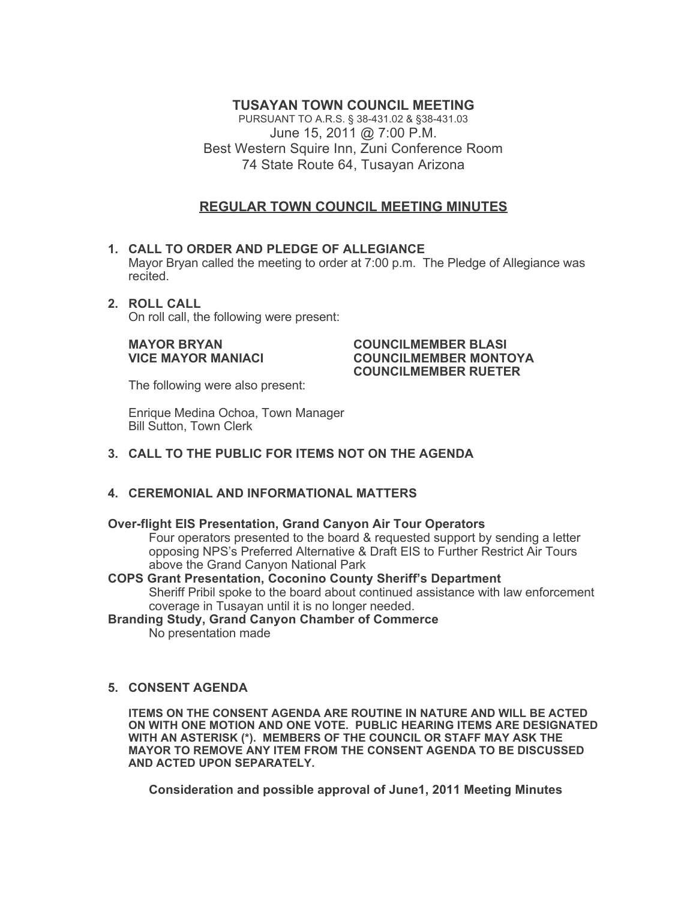# TUSAYAN TOWN COUNCIL MEETING

PURSUANT TO A.R.S. § 38-431.02 & §38-431.03
June 15, 2011 @ 7:00 P.M.
Best Western Squire Inn, Zuni Conference Room
74 State Route 64, Tusayan Arizona

## REGULAR TOWN COUNCIL MEETING MINUTES

1. **CALL TO ORDER AND PLEDGE OF ALLEGIANCE**
   Mayor Bryan called the meeting to order at 7:00 p.m. The Pledge of Allegiance was recited.

2. **ROLL CALL**
   On roll call, the following were present:

   **MAYOR BRYAN**
   **VICE MAYOR MANIACI**
   **COUNCILMEMBER BLASI**
   **COUNCILMEMBER MONTOYA**
   **COUNCILMEMBER RUETER**

   The following were also present:

   Enrique Medina Ochoa, Town Manager
   Bill Sutton, Town Clerk

3. **CALL TO THE PUBLIC FOR ITEMS NOT ON THE AGENDA**

4. **CEREMONIAL AND INFORMATIONAL MATTERS**

**Over-flight EIS Presentation, Grand Canyon Air Tour Operators**
Four operators presented to the board & requested support by sending a letter opposing NPS's Preferred Alternative & Draft EIS to Further Restrict Air Tours above the Grand Canyon National Park

**COPS Grant Presentation, Coconino County Sheriff's Department**
Sheriff Pribil spoke to the board about continued assistance with law enforcement coverage in Tusayan until it is no longer needed.

**Branding Study, Grand Canyon Chamber of Commerce**
No presentation made

5. **CONSENT AGENDA**

   **ITEMS ON THE CONSENT AGENDA ARE ROUTINE IN NATURE AND WILL BE ACTED ON WITH ONE MOTION AND ONE VOTE. PUBLIC HEARING ITEMS ARE DESIGNATED WITH AN ASTERISK (*). MEMBERS OF THE COUNCIL OR STAFF MAY ASK THE MAYOR TO REMOVE ANY ITEM FROM THE CONSENT AGENDA TO BE DISCUSSED AND ACTED UPON SEPARATELY.**

   **Consideration and possible approval of June1, 2011 Meeting Minutes**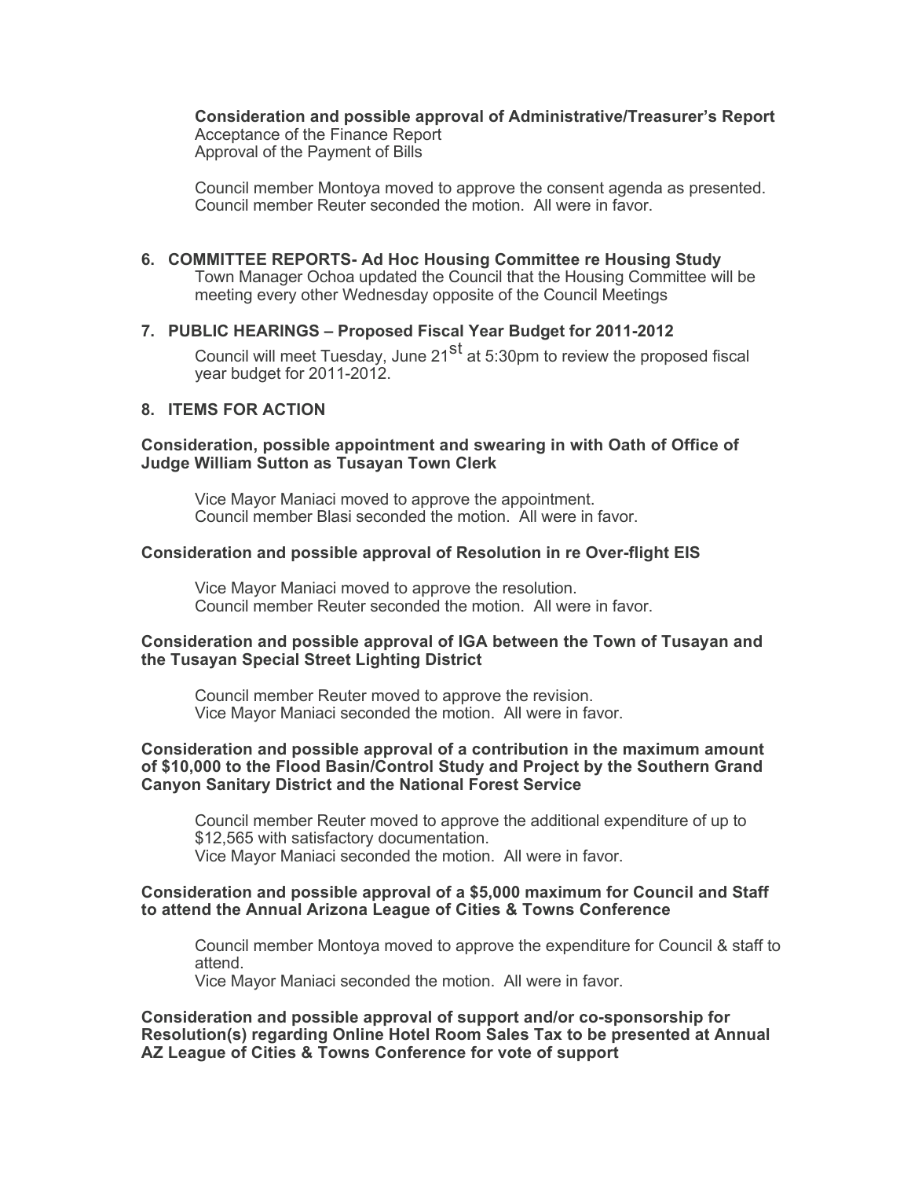**Consideration and possible approval of Administrative/Treasurer's Report**
Acceptance of the Finance Report
Approval of the Payment of Bills

Council member Montoya moved to approve the consent agenda as presented. Council member Reuter seconded the motion. All were in favor.

**6. COMMITTEE REPORTS- Ad Hoc Housing Committee re Housing Study**

Town Manager Ochoa updated the Council that the Housing Committee will be meeting every other Wednesday opposite of the Council Meetings

**7. PUBLIC HEARINGS – Proposed Fiscal Year Budget for 2011-2012**

Council will meet Tuesday, June 21st at 5:30pm to review the proposed fiscal year budget for 2011-2012.

**8. ITEMS FOR ACTION**

**Consideration, possible appointment and swearing in with Oath of Office of Judge William Sutton as Tusayan Town Clerk**

Vice Mayor Maniaci moved to approve the appointment.
Council member Blasi seconded the motion. All were in favor.

**Consideration and possible approval of Resolution in re Over-flight EIS**

Vice Mayor Maniaci moved to approve the resolution.
Council member Reuter seconded the motion. All were in favor.

**Consideration and possible approval of IGA between the Town of Tusayan and the Tusayan Special Street Lighting District**

Council member Reuter moved to approve the revision.
Vice Mayor Maniaci seconded the motion. All were in favor.

**Consideration and possible approval of a contribution in the maximum amount of $10,000 to the Flood Basin/Control Study and Project by the Southern Grand Canyon Sanitary District and the National Forest Service**

Council member Reuter moved to approve the additional expenditure of up to $12,565 with satisfactory documentation.
Vice Mayor Maniaci seconded the motion. All were in favor.

**Consideration and possible approval of a $5,000 maximum for Council and Staff to attend the Annual Arizona League of Cities & Towns Conference**

Council member Montoya moved to approve the expenditure for Council & staff to attend.
Vice Mayor Maniaci seconded the motion. All were in favor.

**Consideration and possible approval of support and/or co-sponsorship for Resolution(s) regarding Online Hotel Room Sales Tax to be presented at Annual AZ League of Cities & Towns Conference for vote of support**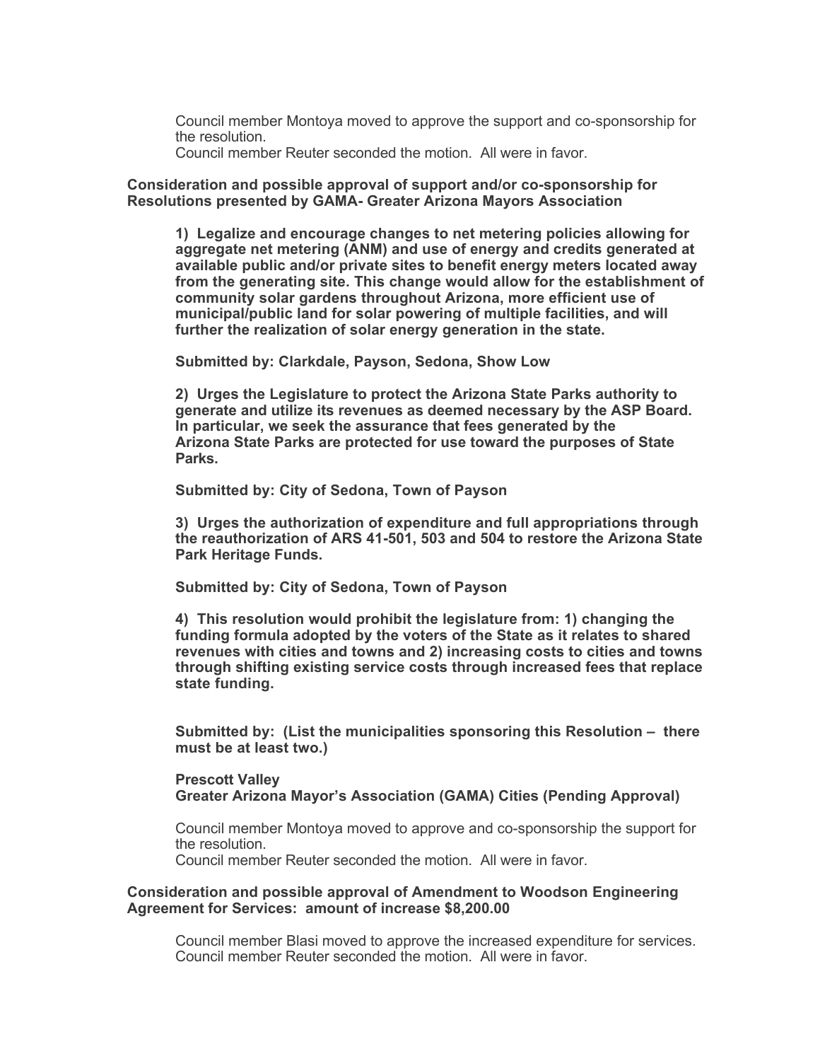Council member Montoya moved to approve the support and co-sponsorship for the resolution.
Council member Reuter seconded the motion. All were in favor.

**Consideration and possible approval of support and/or co-sponsorship for Resolutions presented by GAMA- Greater Arizona Mayors Association**

**1) Legalize and encourage changes to net metering policies allowing for aggregate net metering (ANM) and use of energy and credits generated at available public and/or private sites to benefit energy meters located away from the generating site. This change would allow for the establishment of community solar gardens throughout Arizona, more efficient use of municipal/public land for solar powering of multiple facilities, and will further the realization of solar energy generation in the state.**

**Submitted by: Clarkdale, Payson, Sedona, Show Low**

**2) Urges the Legislature to protect the Arizona State Parks authority to generate and utilize its revenues as deemed necessary by the ASP Board. In particular, we seek the assurance that fees generated by the Arizona State Parks are protected for use toward the purposes of State Parks.**

**Submitted by: City of Sedona, Town of Payson**

**3) Urges the authorization of expenditure and full appropriations through the reauthorization of ARS 41-501, 503 and 504 to restore the Arizona State Park Heritage Funds.**

**Submitted by: City of Sedona, Town of Payson**

**4) This resolution would prohibit the legislature from: 1) changing the funding formula adopted by the voters of the State as it relates to shared revenues with cities and towns and 2) increasing costs to cities and towns through shifting existing service costs through increased fees that replace state funding.**

**Submitted by: (List the municipalities sponsoring this Resolution – there must be at least two.)**

**Prescott Valley**
**Greater Arizona Mayor's Association (GAMA) Cities (Pending Approval)**

Council member Montoya moved to approve and co-sponsorship the support for the resolution.
Council member Reuter seconded the motion. All were in favor.

**Consideration and possible approval of Amendment to Woodson Engineering Agreement for Services: amount of increase $8,200.00**

Council member Blasi moved to approve the increased expenditure for services.
Council member Reuter seconded the motion. All were in favor.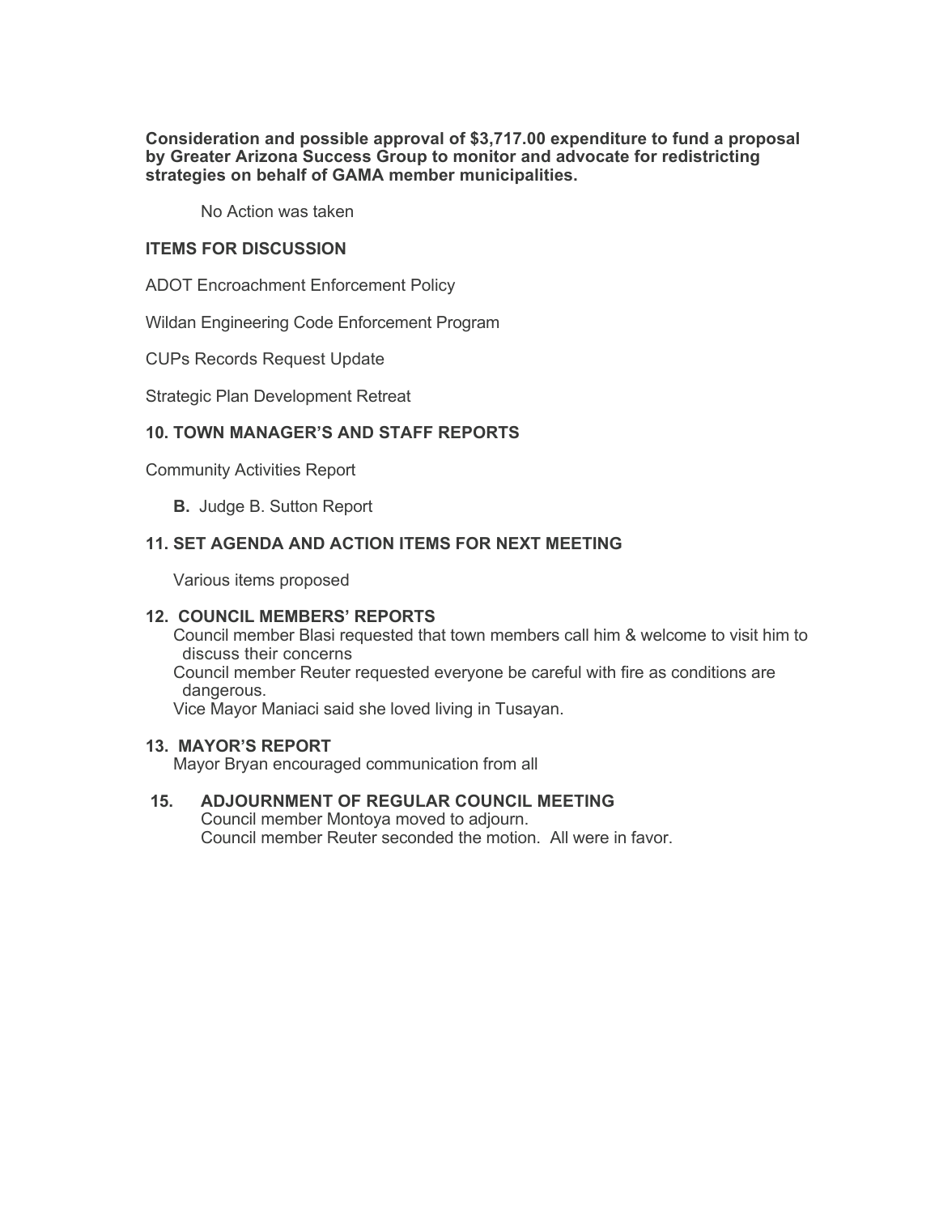**Consideration and possible approval of $3,717.00 expenditure to fund a proposal by Greater Arizona Success Group to monitor and advocate for redistricting strategies on behalf of GAMA member municipalities.**

No Action was taken

**ITEMS FOR DISCUSSION**

ADOT Encroachment Enforcement Policy

Wildan Engineering Code Enforcement Program

CUPs Records Request Update

Strategic Plan Development Retreat

**10. TOWN MANAGER'S AND STAFF REPORTS**

Community Activities Report

**B.** Judge B. Sutton Report

**11. SET AGENDA AND ACTION ITEMS FOR NEXT MEETING**

Various items proposed

**12. COUNCIL MEMBERS' REPORTS**

Council member Blasi requested that town members call him & welcome to visit him to discuss their concerns

Council member Reuter requested everyone be careful with fire as conditions are dangerous.

Vice Mayor Maniaci said she loved living in Tusayan.

**13. MAYOR'S REPORT**

Mayor Bryan encouraged communication from all

**15. ADJOURNMENT OF REGULAR COUNCIL MEETING**

Council member Montoya moved to adjourn.
Council member Reuter seconded the motion. All were in favor.